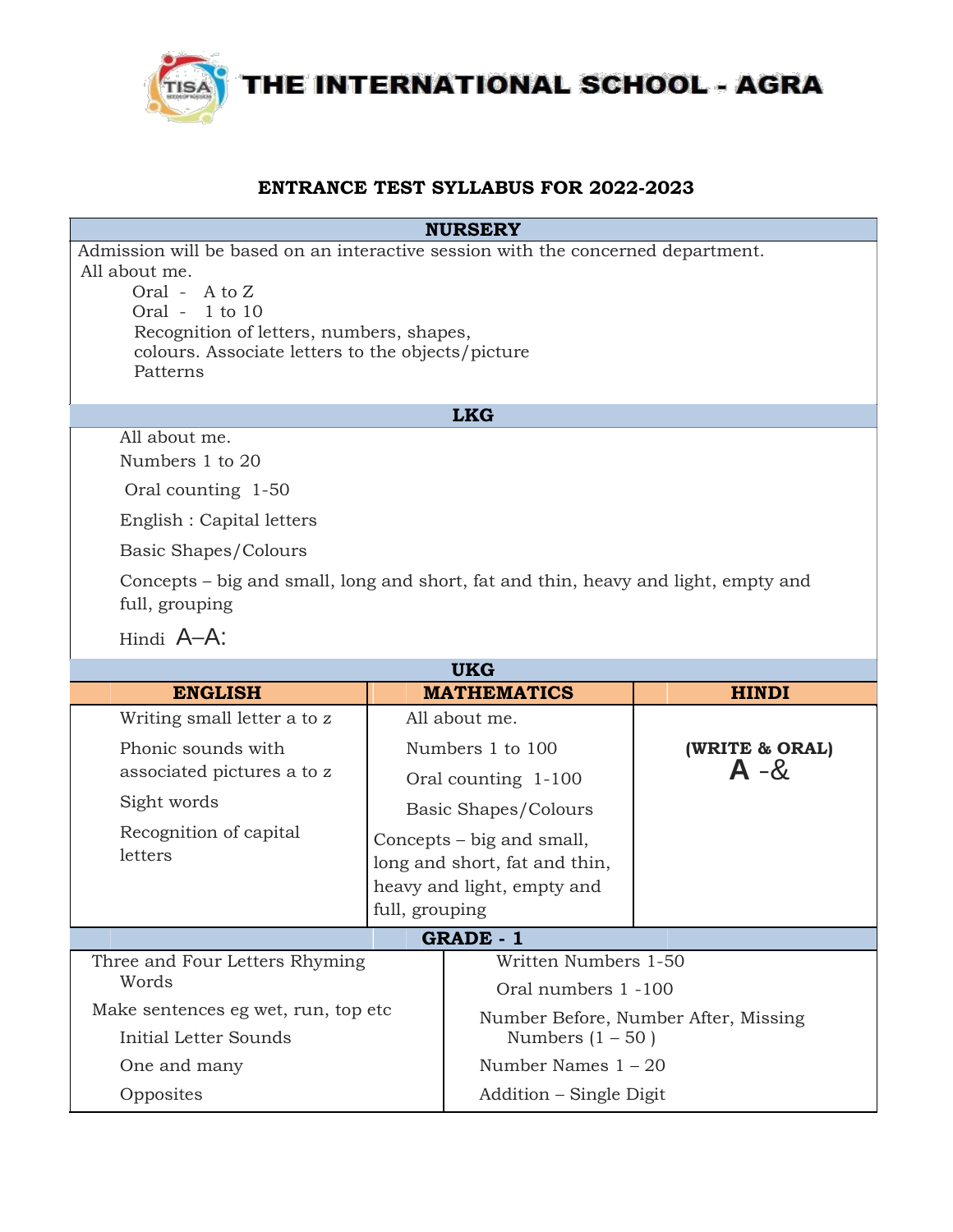# THE INTERNATIONAL SCHOOL - AGRA

## ENTRANCE TEST SYLLABUS FOR 2022-2023

### NURSERY

Admission will be based on an interactive session with the concerned department.

All about me.

- Oral - A to Z
- Oral - 1 to 10
- Recognition of letters, numbers, shapes, colours. Associate letters to the objects/picture
- Patterns

### LKG

- All about me.
- Numbers 1 to 20
- Oral counting 1-50
- English : Capital letters
- Basic Shapes/Colours
- Concepts – big and small, long and short, fat and thin, heavy and light, empty and full, grouping
- Hindi A–A:

### UKG

| ENGLISH | MATHEMATICS | HINDI |
|---|---|---|
| Writing small letter a to z<br>Phonic sounds with associated pictures a to z<br>Sight words<br>Recognition of capital letters | All about me.<br>Numbers 1 to 100<br>Oral counting 1-100<br>Basic Shapes/Colours<br>Concepts – big and small, long and short, fat and thin, heavy and light, empty and full, grouping | **(WRITE & ORAL)**<br>**A -&** |

### GRADE - 1

| | |
|---|---|
| Three and Four Letters Rhyming Words<br>Make sentences eg wet, run, top etc<br>Initial Letter Sounds<br>One and many<br>Opposites | Written Numbers 1-50<br>Oral numbers 1 -100<br>Number Before, Number After, Missing Numbers (1 – 50 )<br>Number Names 1 – 20<br>Addition – Single Digit |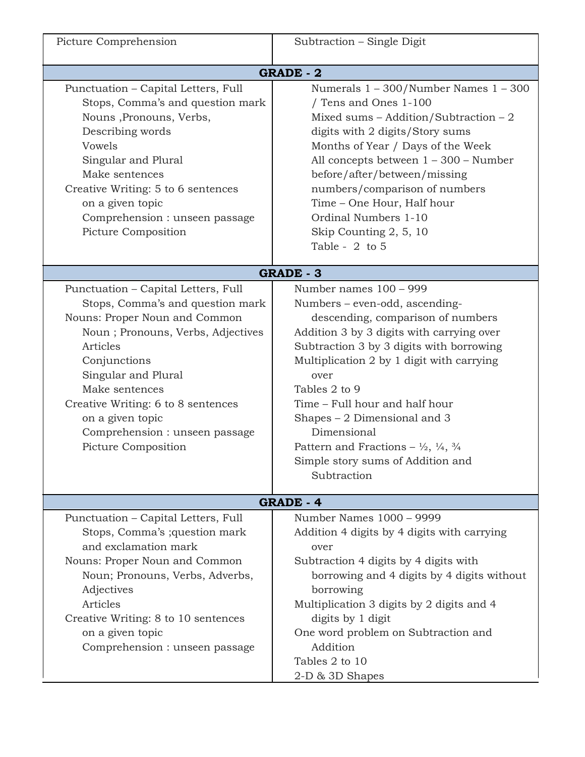| Picture Comprehension | Subtraction – Single Digit |
|---|---|
| **GRADE - 2** | |
| Punctuation – Capital Letters, Full Stops, Comma's and question mark<br>Nouns ,Pronouns, Verbs, Describing words<br>Vowels<br>Singular and Plural<br>Make sentences<br>Creative Writing: 5 to 6 sentences on a given topic<br>Comprehension : unseen passage<br>Picture Composition | Numerals 1 – 300/Number Names 1 – 300 / Tens and Ones 1-100<br>Mixed sums – Addition/Subtraction – 2 digits with 2 digits/Story sums<br>Months of Year / Days of the Week<br>All concepts between 1 – 300 – Number before/after/between/missing numbers/comparison of numbers<br>Time – One Hour, Half hour<br>Ordinal Numbers 1-10<br>Skip Counting 2, 5, 10<br>Table - 2 to 5 |
| **GRADE - 3** | |
| Punctuation – Capital Letters, Full Stops, Comma's and question mark<br>Nouns: Proper Noun and Common Noun ; Pronouns, Verbs, Adjectives<br>Articles<br>Conjunctions<br>Singular and Plural<br>Make sentences<br>Creative Writing: 6 to 8 sentences on a given topic<br>Comprehension : unseen passage<br>Picture Composition | Number names 100 – 999<br>Numbers – even-odd, ascending-descending, comparison of numbers<br>Addition 3 by 3 digits with carrying over<br>Subtraction 3 by 3 digits with borrowing<br>Multiplication 2 by 1 digit with carrying over<br>Tables 2 to 9<br>Time – Full hour and half hour<br>Shapes – 2 Dimensional and 3 Dimensional<br>Pattern and Fractions – ½, ¼, ¾<br>Simple story sums of Addition and Subtraction |
| **GRADE - 4** | |
| Punctuation – Capital Letters, Full Stops, Comma's ;question mark and exclamation mark<br>Nouns: Proper Noun and Common Noun; Pronouns, Verbs, Adverbs, Adjectives<br>Articles<br>Creative Writing: 8 to 10 sentences on a given topic<br>Comprehension : unseen passage | Number Names 1000 – 9999<br>Addition 4 digits by 4 digits with carrying over<br>Subtraction 4 digits by 4 digits with borrowing and 4 digits by 4 digits without borrowing<br>Multiplication 3 digits by 2 digits and 4 digits by 1 digit<br>One word problem on Subtraction and Addition<br>Tables 2 to 10<br>2-D & 3D Shapes |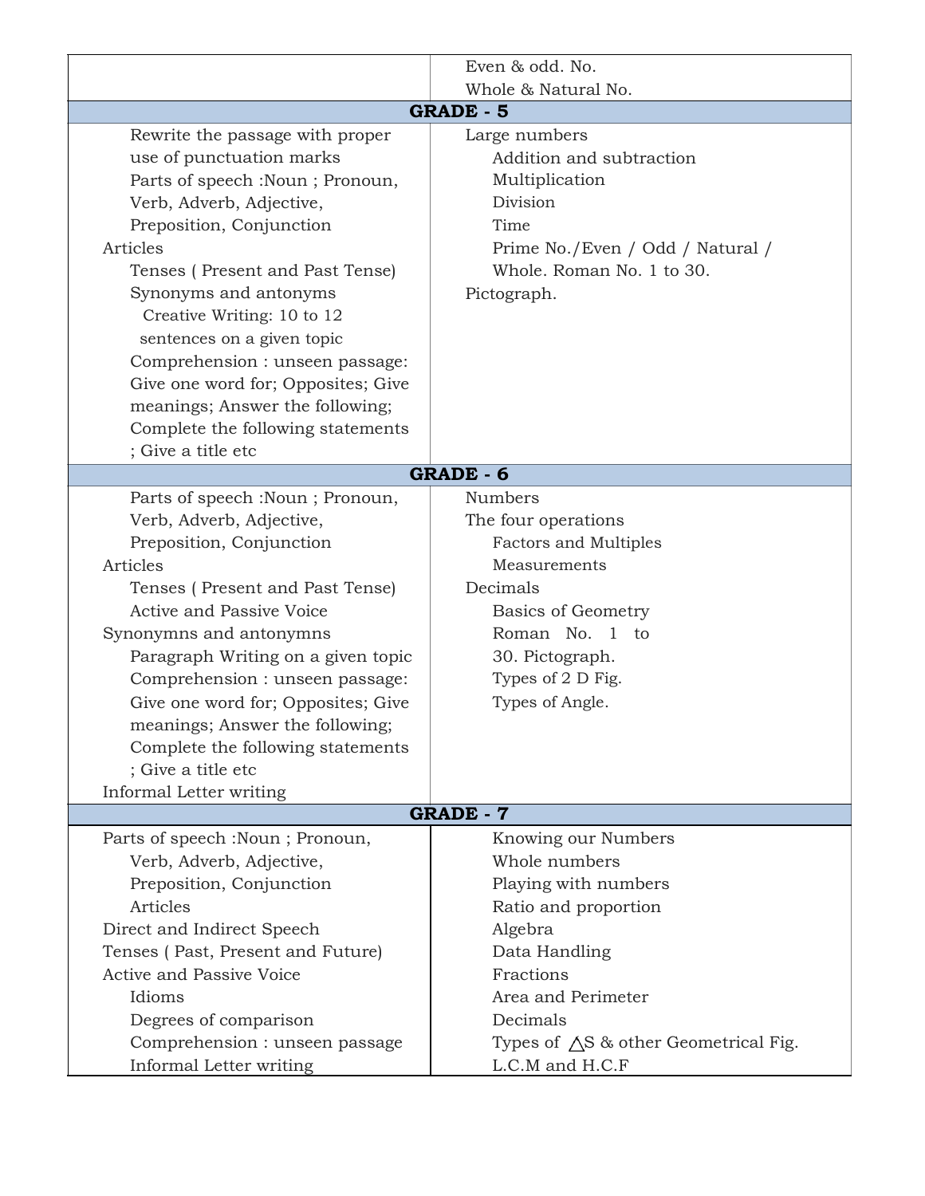| | |
|---|---|
| | Even & odd. No.<br>Whole & Natural No. |
| **GRADE - 5** | |
| Rewrite the passage with proper use of punctuation marks<br>Parts of speech :Noun ; Pronoun, Verb, Adverb, Adjective, Preposition, Conjunction<br>Articles<br>Tenses ( Present and Past Tense)<br>Synonyms and antonyms<br>Creative Writing: 10 to 12 sentences on a given topic<br>Comprehension : unseen passage: Give one word for; Opposites; Give meanings; Answer the following; Complete the following statements ; Give a title etc | Large numbers<br>Addition and subtraction<br>Multiplication<br>Division<br>Time<br>Prime No./Even / Odd / Natural / Whole. Roman No. 1 to 30.<br>Pictograph. |
| **GRADE - 6** | |
| Parts of speech :Noun ; Pronoun, Verb, Adverb, Adjective, Preposition, Conjunction<br>Articles<br>Tenses ( Present and Past Tense)<br>Active and Passive Voice<br>Synonymns and antonymns<br>Paragraph Writing on a given topic<br>Comprehension : unseen passage: Give one word for; Opposites; Give meanings; Answer the following; Complete the following statements ; Give a title etc<br>Informal Letter writing | Numbers<br>The four operations<br>Factors and Multiples<br>Measurements<br>Decimals<br>Basics of Geometry<br>Roman No. 1 to 30. Pictograph.<br>Types of 2 D Fig.<br>Types of Angle. |
| **GRADE - 7** | |
| Parts of speech :Noun ; Pronoun, Verb, Adverb, Adjective, Preposition, Conjunction<br>Articles<br>Direct and Indirect Speech<br>Tenses ( Past, Present and Future)<br>Active and Passive Voice<br>Idioms<br>Degrees of comparison<br>Comprehension : unseen passage<br>Informal Letter writing | Knowing our Numbers<br>Whole numbers<br>Playing with numbers<br>Ratio and proportion<br>Algebra<br>Data Handling<br>Fractions<br>Area and Perimeter<br>Decimals<br>Types of △S & other Geometrical Fig.<br>L.C.M and H.C.F |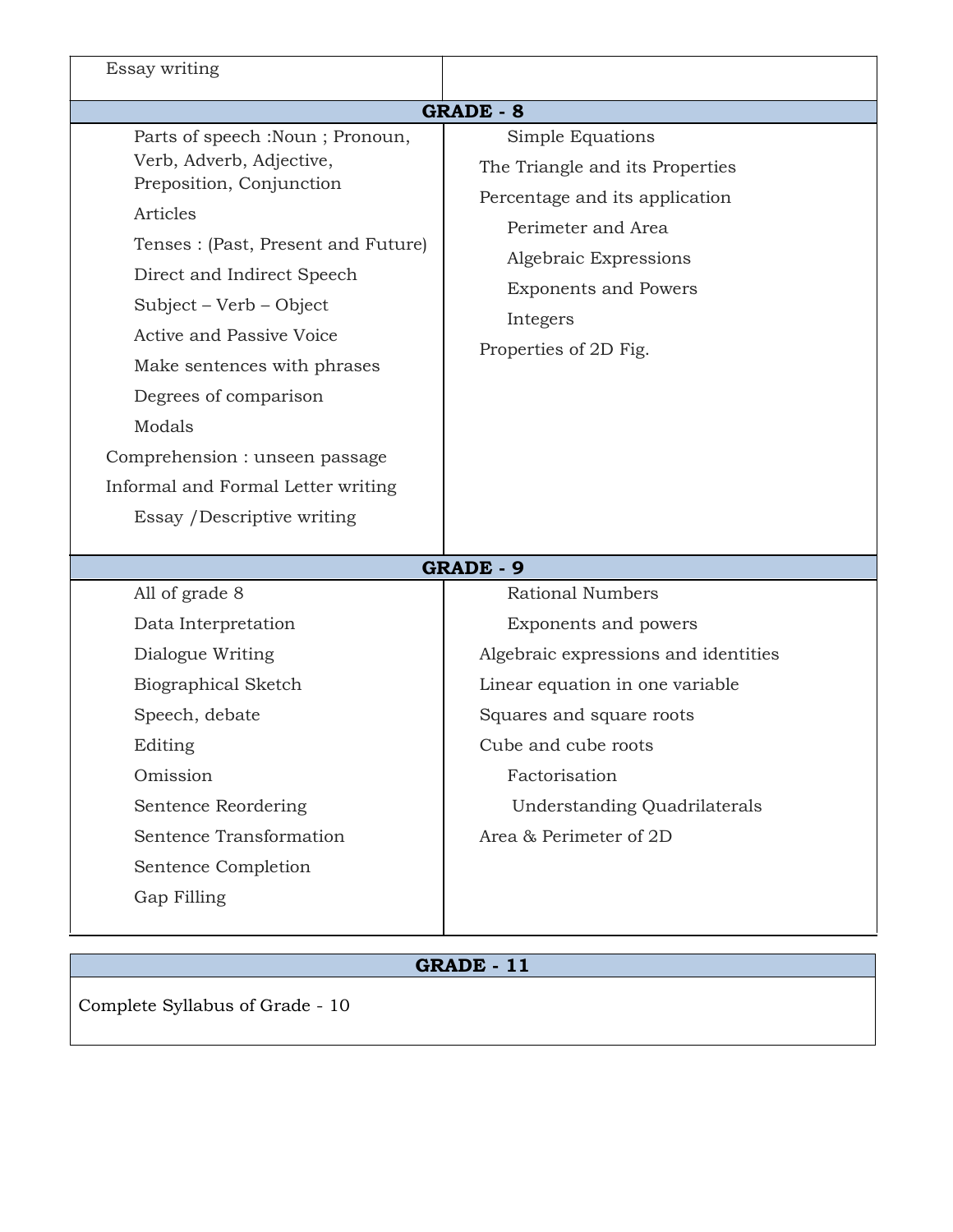| | |
|---|---|
| Essay writing | |
| **GRADE - 8** | |
| Parts of speech :Noun ; Pronoun, Verb, Adverb, Adjective, Preposition, Conjunction<br>Articles<br>Tenses : (Past, Present and Future)<br>Direct and Indirect Speech<br>Subject – Verb – Object<br>Active and Passive Voice<br>Make sentences with phrases<br>Degrees of comparison<br>Modals<br>Comprehension : unseen passage<br>Informal and Formal Letter writing<br>Essay /Descriptive writing | Simple Equations<br>The Triangle and its Properties<br>Percentage and its application<br>Perimeter and Area<br>Algebraic Expressions<br>Exponents and Powers<br>Integers<br>Properties of 2D Fig. |
| **GRADE - 9** | |
| All of grade 8<br>Data Interpretation<br>Dialogue Writing<br>Biographical Sketch<br>Speech, debate<br>Editing<br>Omission<br>Sentence Reordering<br>Sentence Transformation<br>Sentence Completion<br>Gap Filling | Rational Numbers<br>Exponents and powers<br>Algebraic expressions and identities<br>Linear equation in one variable<br>Squares and square roots<br>Cube and cube roots<br>Factorisation<br>Understanding Quadrilaterals<br>Area & Perimeter of 2D |

| **GRADE - 11** |
|---|
| Complete Syllabus of Grade - 10 |